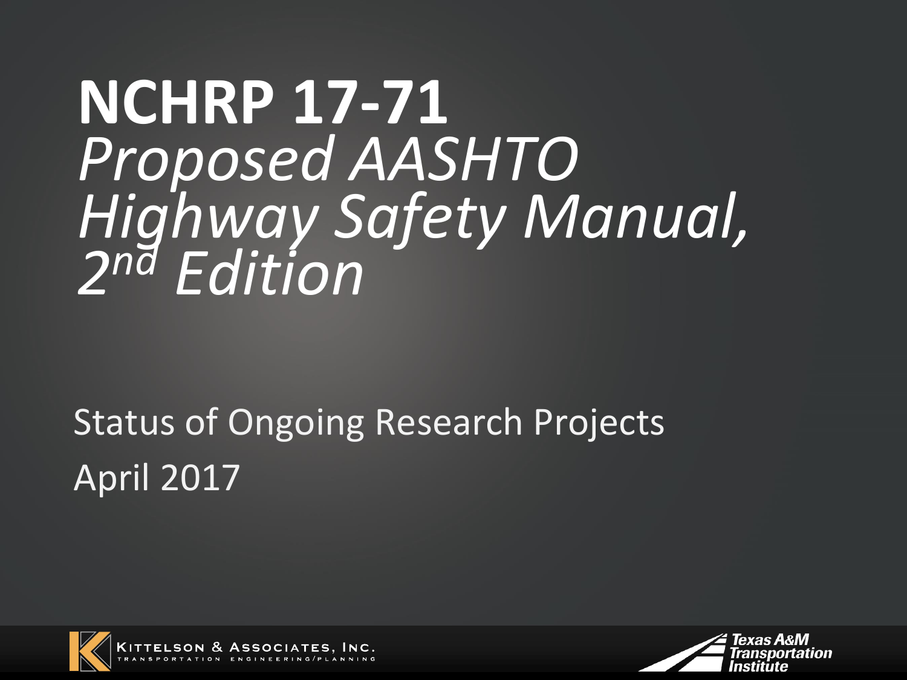# NCHRP 17-71

## *Proposed AASHTO Highway Safety Manual, 2nd Edition*

Status of Ongoing Research Projects

April 2017

Kittelson & Associates, Inc.
Transportation Engineering/Planning

Texas A&M Transportation Institute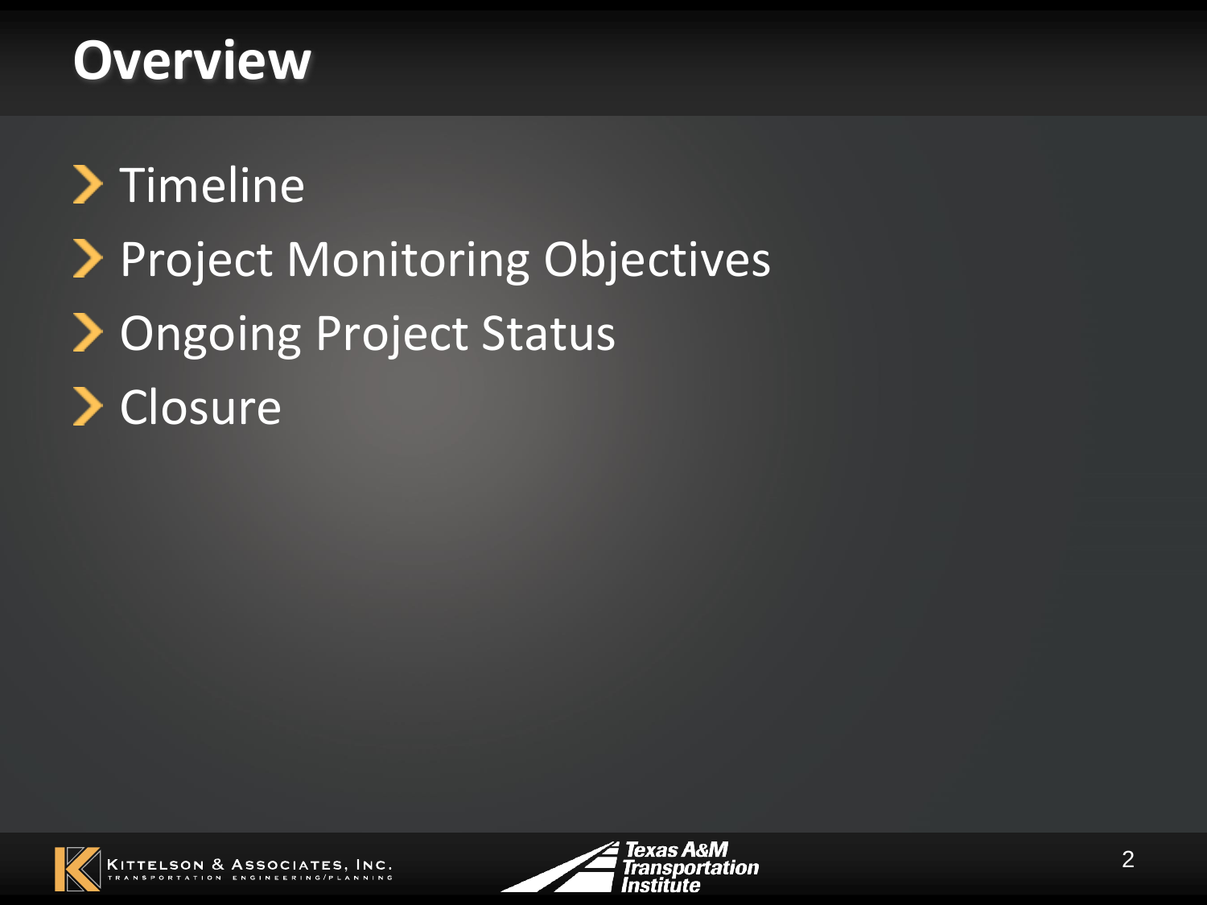# Overview

- Timeline
- Project Monitoring Objectives
- Ongoing Project Status
- Closure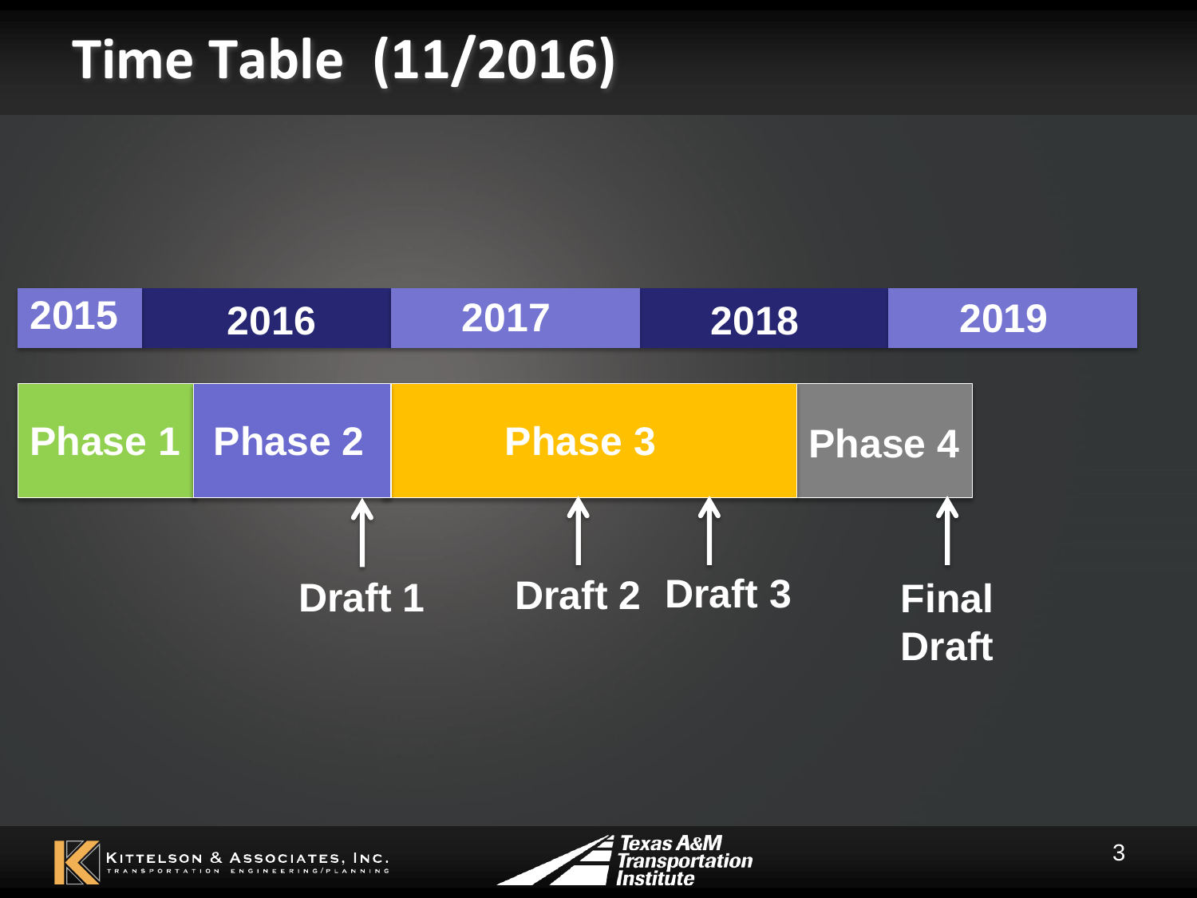# Time Table (11/2016)

| 2015 | 2016 | 2017 | 2018 | 2019 |
|---|---|---|---|---|

| Phase 1 | Phase 2 | Phase 3 | Phase 4 |
|---|---|---|---|

- Draft 1 (end of Phase 2)
- Draft 2 (during Phase 3)
- Draft 3 (during Phase 3)
- Final Draft (end of Phase 4)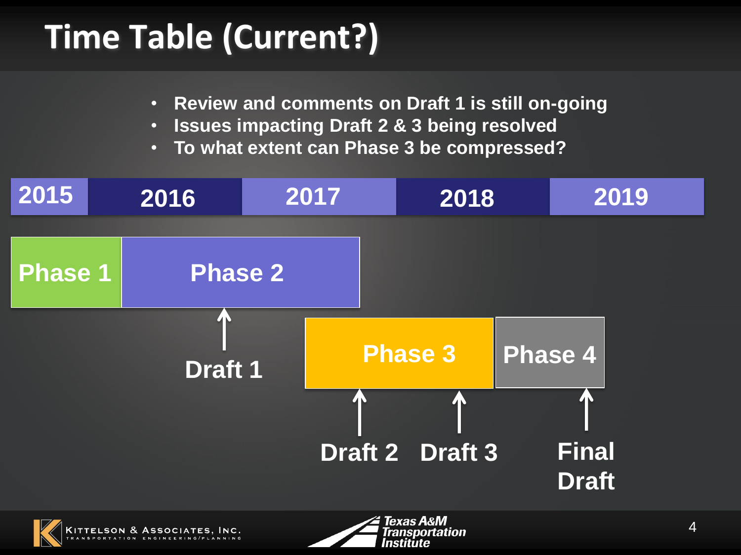# Time Table (Current?)

- Review and comments on Draft 1 is still on-going
- Issues impacting Draft 2 & 3 being resolved
- To what extent can Phase 3 be compressed?

2015 | 2016 | 2017 | 2018 | 2019

Phase 1 | Phase 2

Draft 1

Phase 3 | Phase 4

Draft 2 | Draft 3 | Final Draft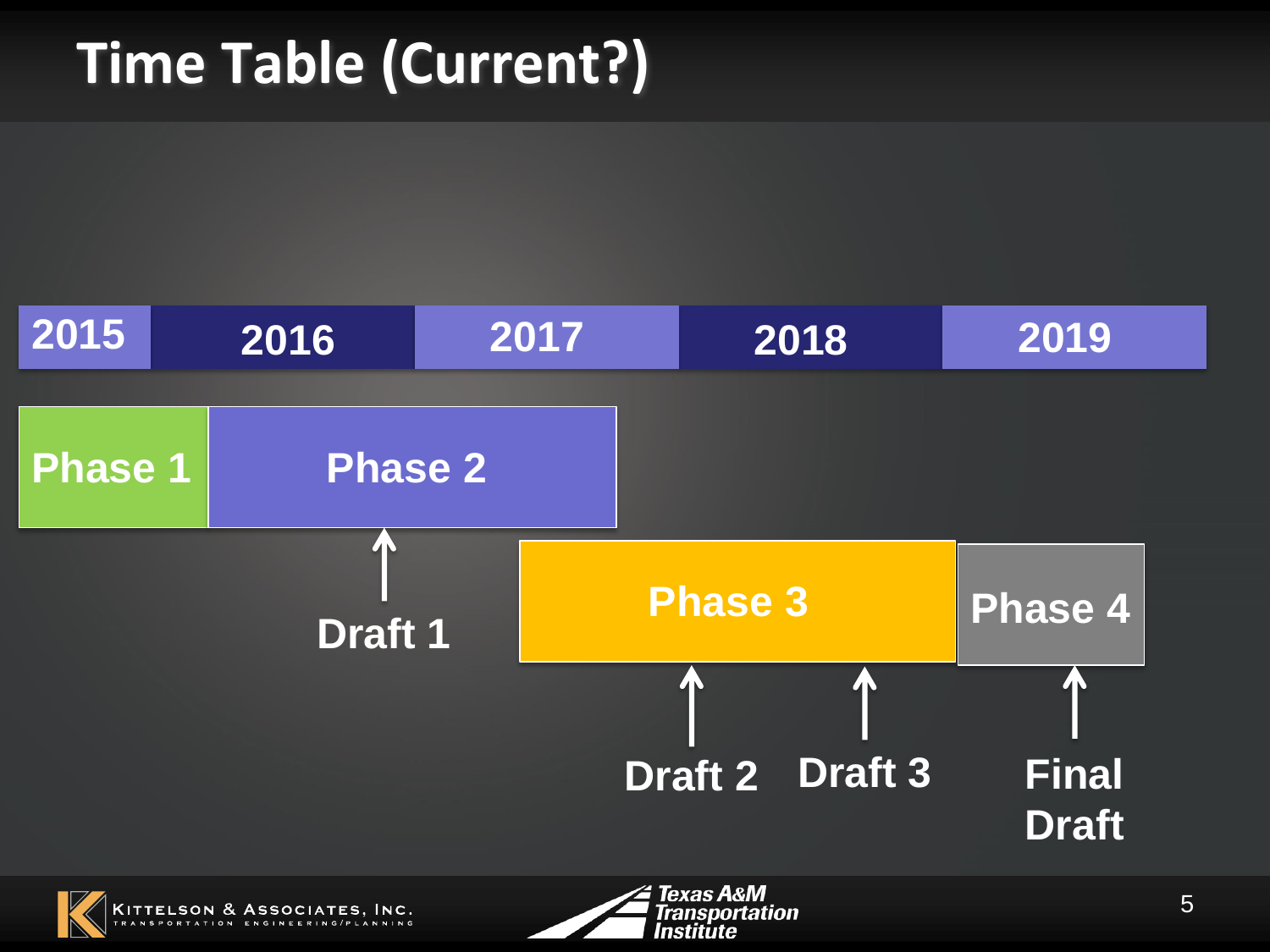# Time Table (Current?)

2015 | 2016 | 2017 | 2018 | 2019

Phase 1

Phase 2

↑ Draft 1

Phase 3

↑ Draft 2

↑ Draft 3

Phase 4

↑ Final Draft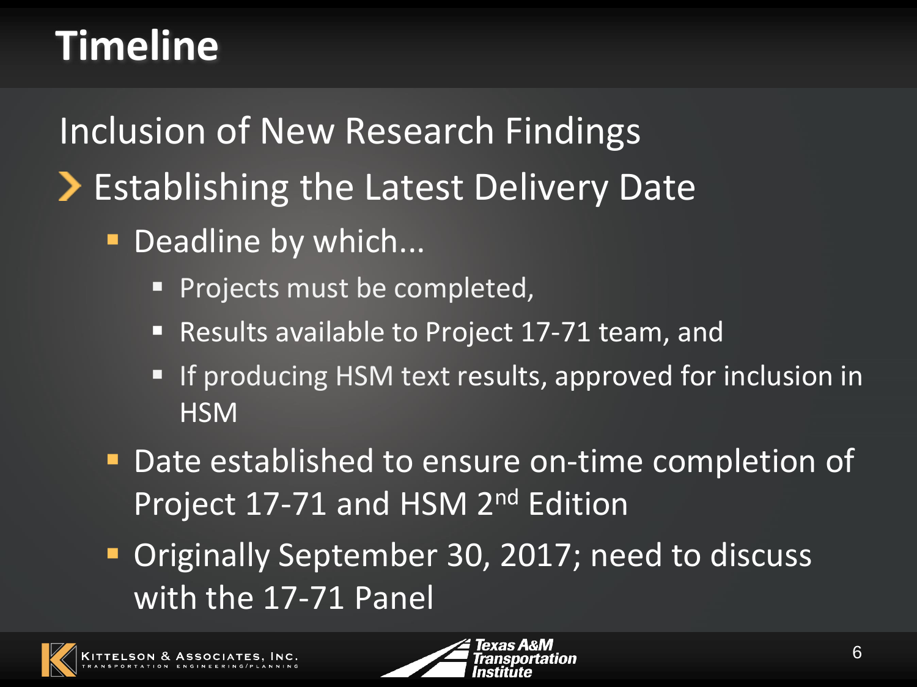# Timeline

## Inclusion of New Research Findings

- Establishing the Latest Delivery Date
  - Deadline by which...
    - Projects must be completed,
    - Results available to Project 17-71 team, and
    - If producing HSM text results, approved for inclusion in HSM
  - Date established to ensure on-time completion of Project 17-71 and HSM 2nd Edition
  - Originally September 30, 2017; need to discuss with the 17-71 Panel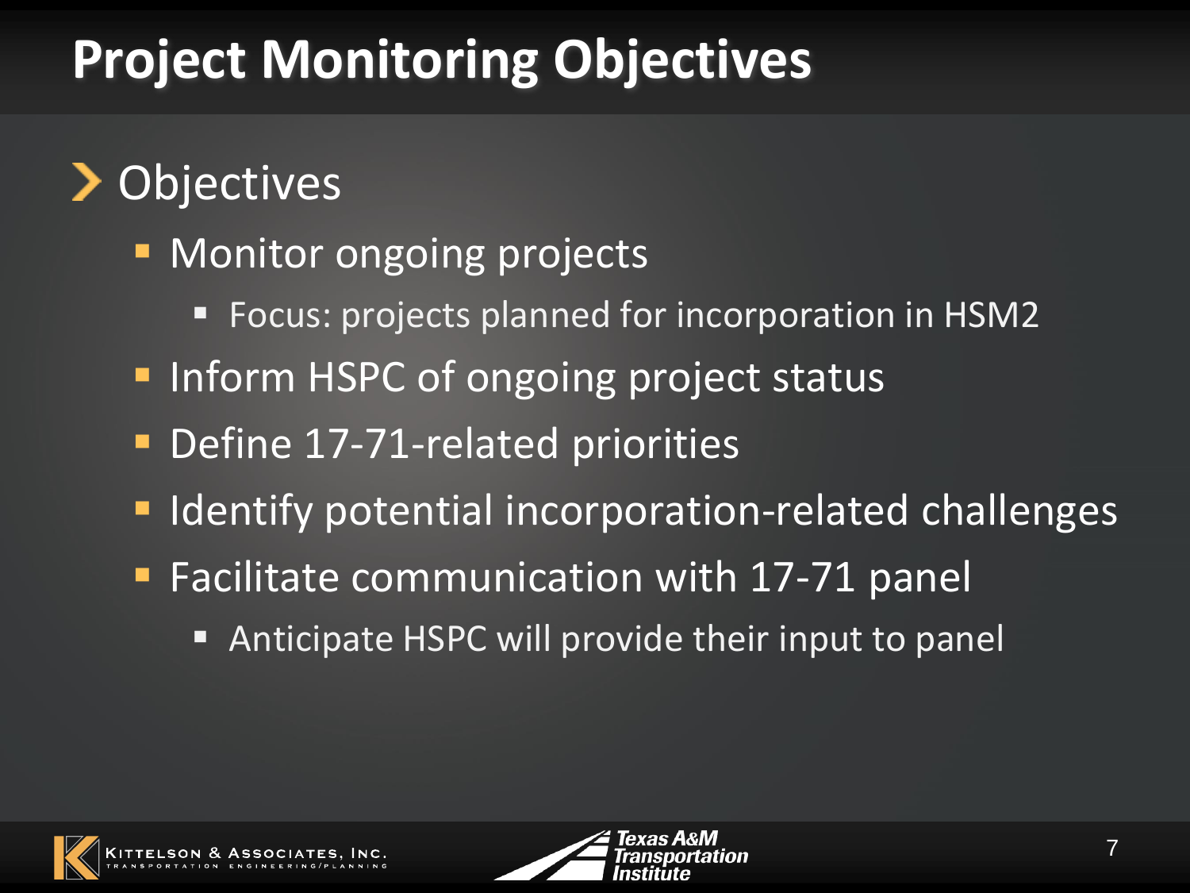# Project Monitoring Objectives

- Objectives
  - Monitor ongoing projects
    - Focus: projects planned for incorporation in HSM2
  - Inform HSPC of ongoing project status
  - Define 17-71-related priorities
  - Identify potential incorporation-related challenges
  - Facilitate communication with 17-71 panel
    - Anticipate HSPC will provide their input to panel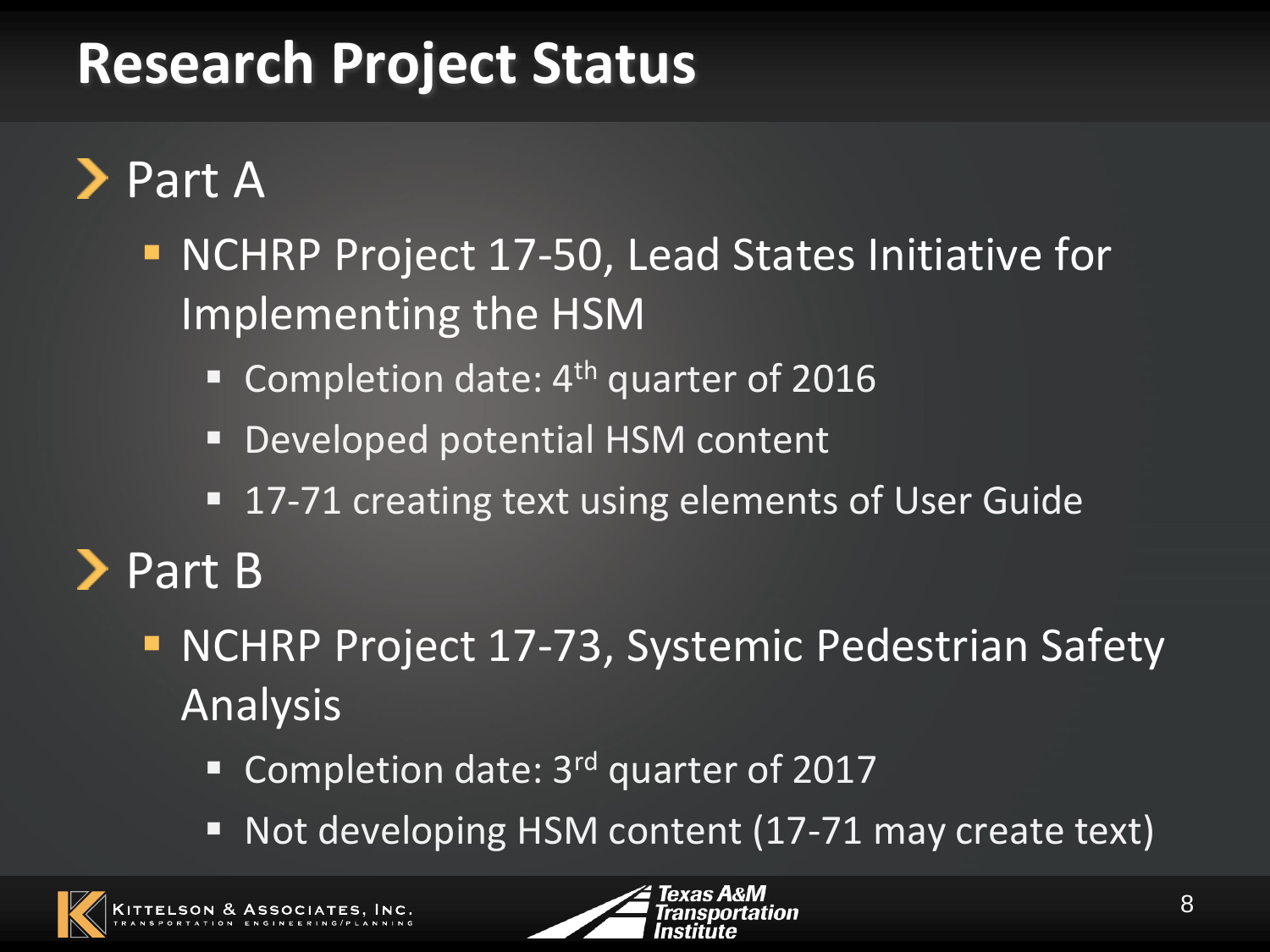# Research Project Status

## Part A

- NCHRP Project 17-50, Lead States Initiative for Implementing the HSM
  - Completion date: 4th quarter of 2016
  - Developed potential HSM content
  - 17-71 creating text using elements of User Guide

## Part B

- NCHRP Project 17-73, Systemic Pedestrian Safety Analysis
  - Completion date: 3rd quarter of 2017
  - Not developing HSM content (17-71 may create text)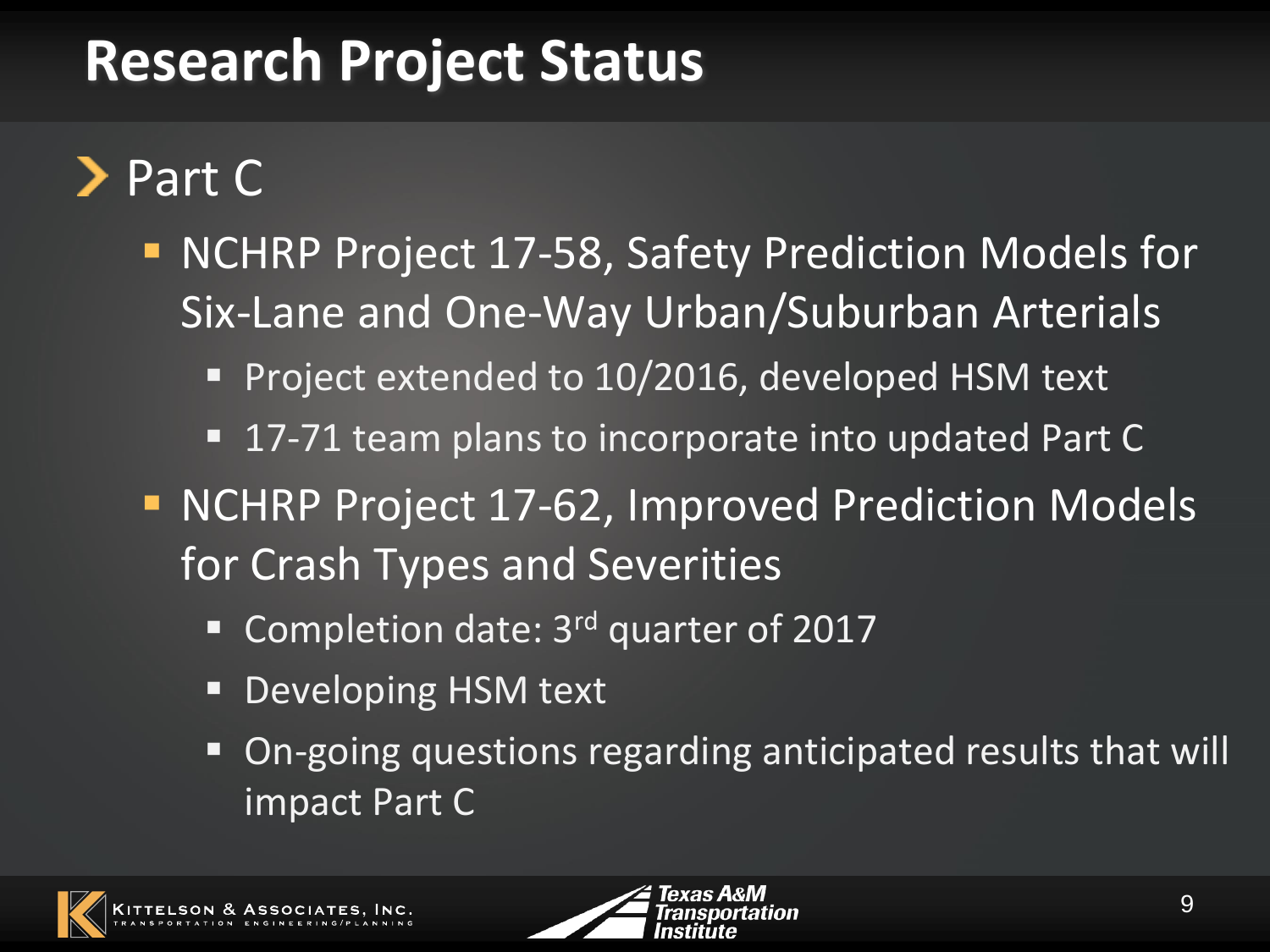# Research Project Status

- Part C
  - NCHRP Project 17-58, Safety Prediction Models for Six-Lane and One-Way Urban/Suburban Arterials
    - Project extended to 10/2016, developed HSM text
    - 17-71 team plans to incorporate into updated Part C
  - NCHRP Project 17-62, Improved Prediction Models for Crash Types and Severities
    - Completion date: 3rd quarter of 2017
    - Developing HSM text
    - On-going questions regarding anticipated results that will impact Part C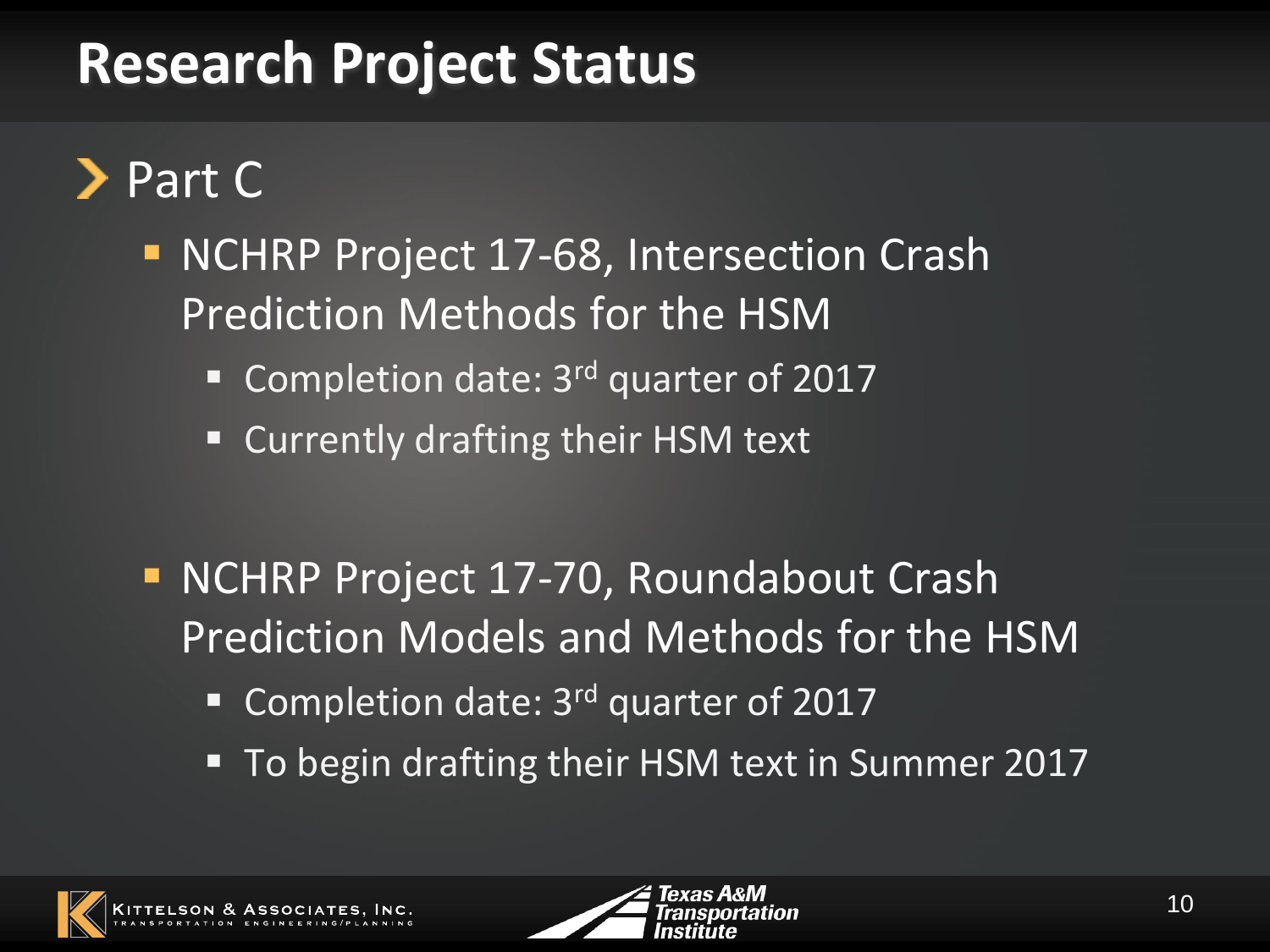# Research Project Status

- Part C
  - NCHRP Project 17-68, Intersection Crash Prediction Methods for the HSM
    - Completion date: 3rd quarter of 2017
    - Currently drafting their HSM text
  - NCHRP Project 17-70, Roundabout Crash Prediction Models and Methods for the HSM
    - Completion date: 3rd quarter of 2017
    - To begin drafting their HSM text in Summer 2017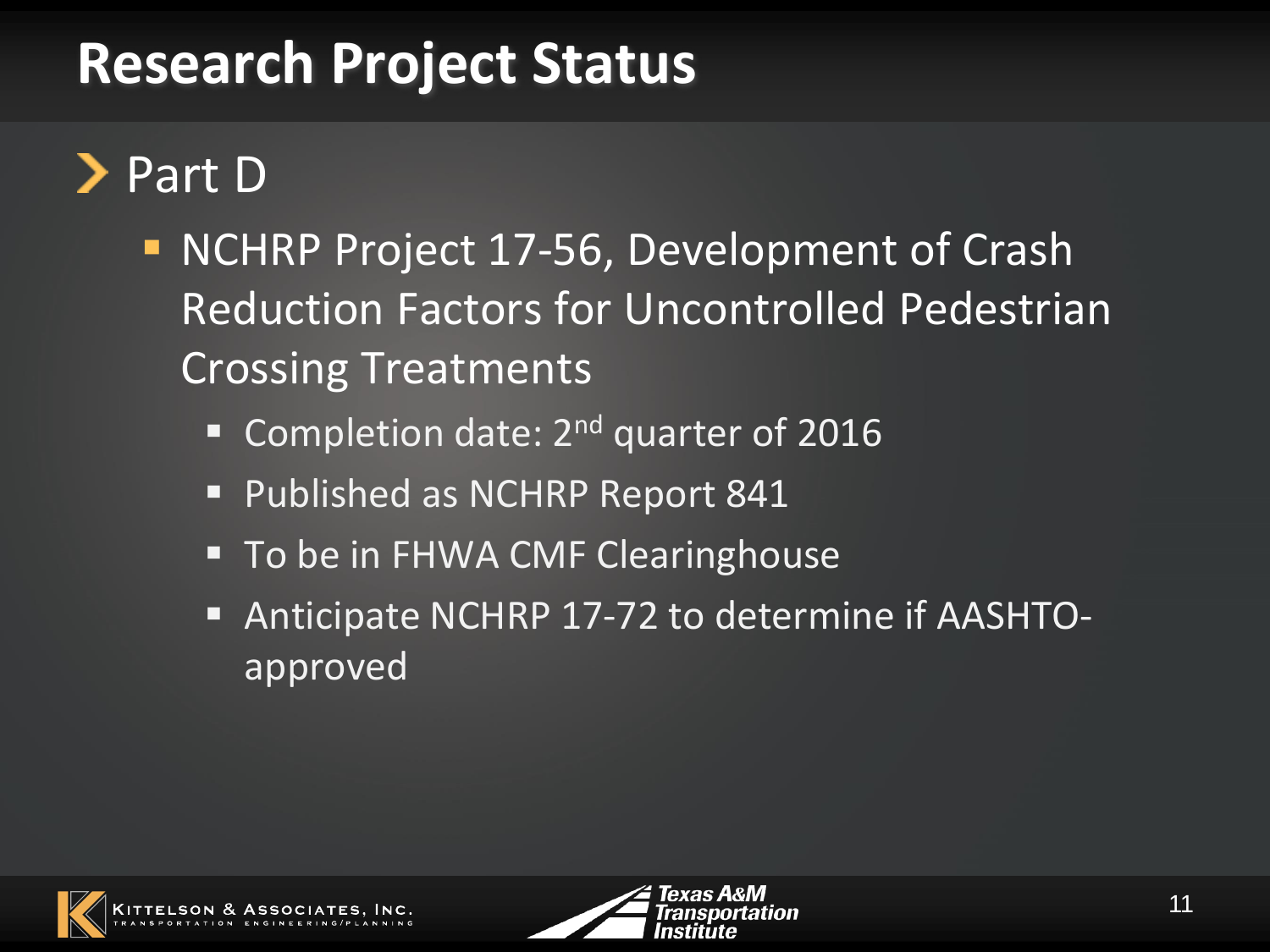# Research Project Status

- Part D
  - NCHRP Project 17-56, Development of Crash Reduction Factors for Uncontrolled Pedestrian Crossing Treatments
    - Completion date: 2nd quarter of 2016
    - Published as NCHRP Report 841
    - To be in FHWA CMF Clearinghouse
    - Anticipate NCHRP 17-72 to determine if AASHTO-approved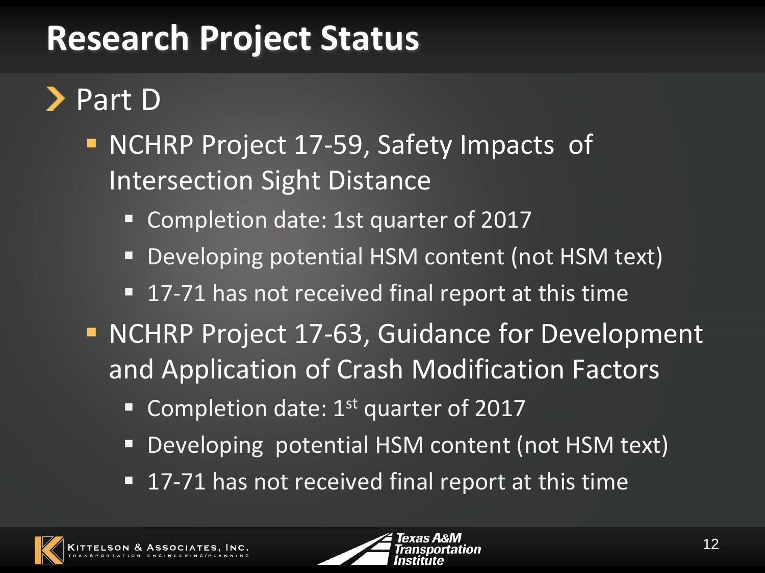# Research Project Status

- Part D
  - NCHRP Project 17-59, Safety Impacts of Intersection Sight Distance
    - Completion date: 1st quarter of 2017
    - Developing potential HSM content (not HSM text)
    - 17-71 has not received final report at this time
  - NCHRP Project 17-63, Guidance for Development and Application of Crash Modification Factors
    - Completion date: 1st quarter of 2017
    - Developing potential HSM content (not HSM text)
    - 17-71 has not received final report at this time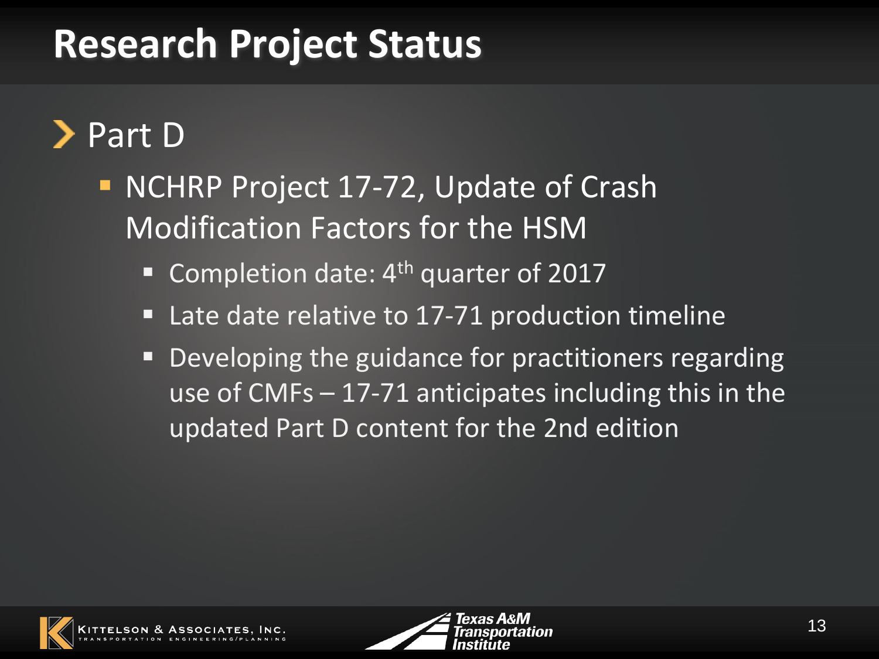# Research Project Status

- Part D
  - NCHRP Project 17-72, Update of Crash Modification Factors for the HSM
    - Completion date: 4th quarter of 2017
    - Late date relative to 17-71 production timeline
    - Developing the guidance for practitioners regarding use of CMFs – 17-71 anticipates including this in the updated Part D content for the 2nd edition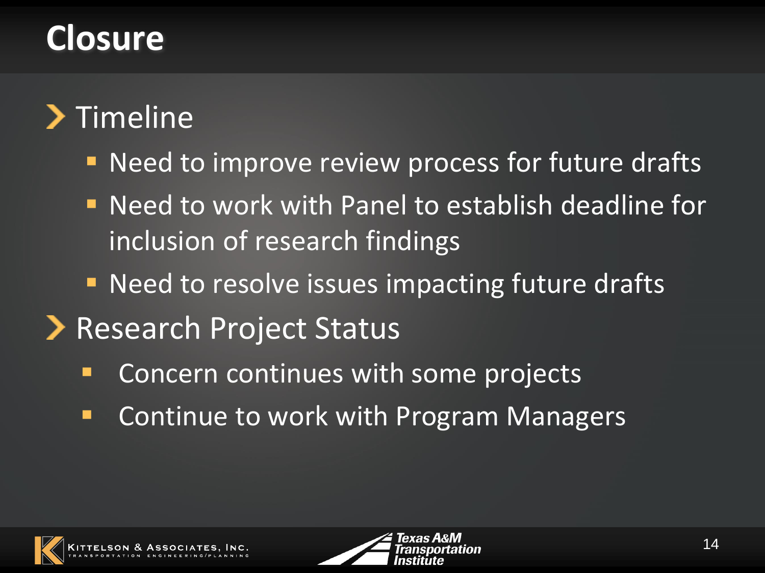# Closure

- Timeline
  - Need to improve review process for future drafts
  - Need to work with Panel to establish deadline for inclusion of research findings
  - Need to resolve issues impacting future drafts
- Research Project Status
  - Concern continues with some projects
  - Continue to work with Program Managers